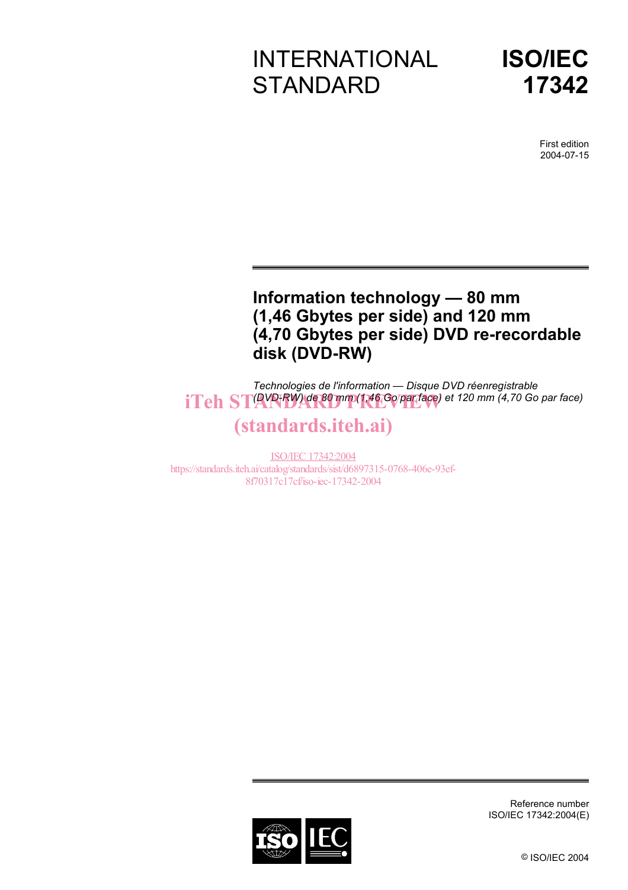INTERNATIONAL STANDARD

**ISO/IEC 17342**

First edition
2004-07-15

# Information technology — 80 mm (1,46 Gbytes per side) and 120 mm (4,70 Gbytes per side) DVD re-recordable disk (DVD-RW)

*Technologies de l'information — Disque DVD réenregistrable (DVD-RW) de 80 mm (1,46 Go par face) et 120 mm (4,70 Go par face)*

iTeh STANDARD PREVIEW
(standards.iteh.ai)

ISO/IEC 17342:2004
https://standards.iteh.ai/catalog/standards/sist/d6897315-0768-406e-93ef-8f70317c17cf/iso-iec-17342-2004

Reference number
ISO/IEC 17342:2004(E)

© ISO/IEC 2004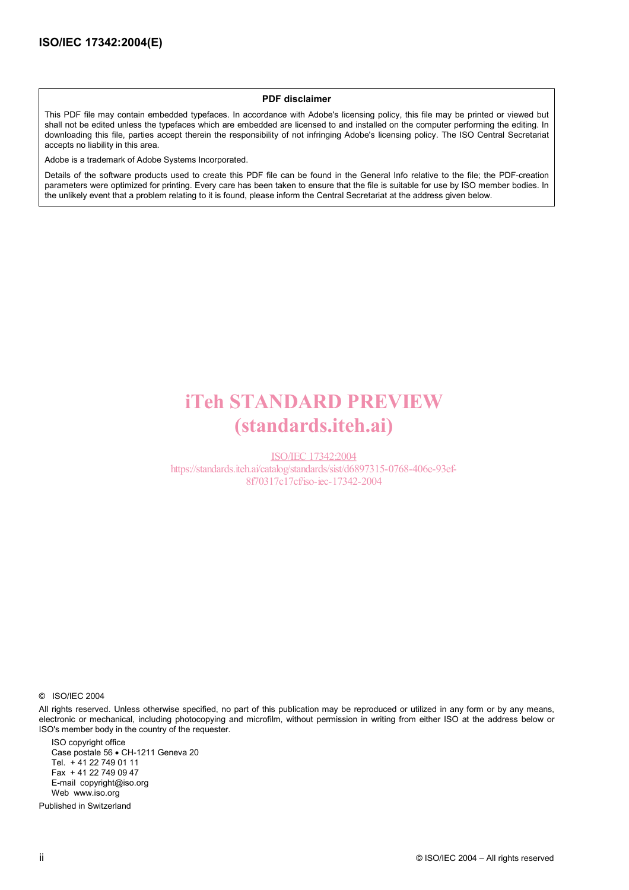**PDF disclaimer**

This PDF file may contain embedded typefaces. In accordance with Adobe's licensing policy, this file may be printed or viewed but shall not be edited unless the typefaces which are embedded are licensed to and installed on the computer performing the editing. In downloading this file, parties accept therein the responsibility of not infringing Adobe's licensing policy. The ISO Central Secretariat accepts no liability in this area.

Adobe is a trademark of Adobe Systems Incorporated.

Details of the software products used to create this PDF file can be found in the General Info relative to the file; the PDF-creation parameters were optimized for printing. Every care has been taken to ensure that the file is suitable for use by ISO member bodies. In the unlikely event that a problem relating to it is found, please inform the Central Secretariat at the address given below.

iTeh STANDARD PREVIEW
(standards.iteh.ai)

ISO/IEC 17342:2004
https://standards.iteh.ai/catalog/standards/sist/d6897315-0768-406e-93ef-8f70317c17cf/iso-iec-17342-2004

© ISO/IEC 2004

All rights reserved. Unless otherwise specified, no part of this publication may be reproduced or utilized in any form or by any means, electronic or mechanical, including photocopying and microfilm, without permission in writing from either ISO at the address below or ISO's member body in the country of the requester.

ISO copyright office
Case postale 56 • CH-1211 Geneva 20
Tel. + 41 22 749 01 11
Fax + 41 22 749 09 47
E-mail copyright@iso.org
Web www.iso.org

Published in Switzerland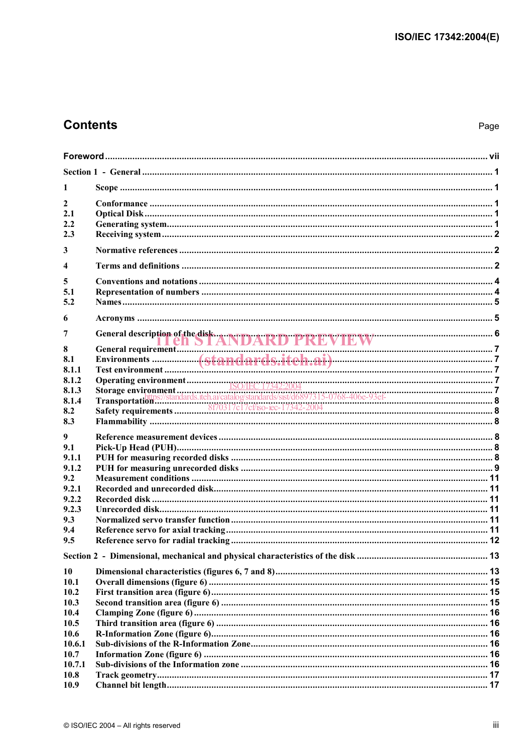## Contents

Page

| | | |
|---|---|---|
| Foreword | | vii |
| Section 1 - General | | 1 |
| 1 | Scope | 1 |
| 2 | Conformance | 1 |
| 2.1 | Optical Disk | 1 |
| 2.2 | Generating system | 1 |
| 2.3 | Receiving system | 2 |
| 3 | Normative references | 2 |
| 4 | Terms and definitions | 2 |
| 5 | Conventions and notations | 4 |
| 5.1 | Representation of numbers | 4 |
| 5.2 | Names | 5 |
| 6 | Acronyms | 5 |
| 7 | General description of the disk | 6 |
| 8 | General requirement | 7 |
| 8.1 | Environments | 7 |
| 8.1.1 | Test environment | 7 |
| 8.1.2 | Operating environment | 7 |
| 8.1.3 | Storage environment | 7 |
| 8.1.4 | Transportation | 8 |
| 8.2 | Safety requirements | 8 |
| 8.3 | Flammability | 8 |
| 9 | Reference measurement devices | 8 |
| 9.1 | Pick-Up Head (PUH) | 8 |
| 9.1.1 | PUH for measuring recorded disks | 8 |
| 9.1.2 | PUH for measuring unrecorded disks | 9 |
| 9.2 | Measurement conditions | 11 |
| 9.2.1 | Recorded and unrecorded disk | 11 |
| 9.2.2 | Recorded disk | 11 |
| 9.2.3 | Unrecorded disk | 11 |
| 9.3 | Normalized servo transfer function | 11 |
| 9.4 | Reference servo for axial tracking | 11 |
| 9.5 | Reference servo for radial tracking | 12 |
| Section 2 - Dimensional, mechanical and physical characteristics of the disk | | 13 |
| 10 | Dimensional characteristics (figures 6, 7 and 8) | 13 |
| 10.1 | Overall dimensions (figure 6) | 15 |
| 10.2 | First transition area (figure 6) | 15 |
| 10.3 | Second transition area (figure 6) | 15 |
| 10.4 | Clamping Zone (figure 6) | 16 |
| 10.5 | Third transition area (figure 6) | 16 |
| 10.6 | R-Information Zone (figure 6) | 16 |
| 10.6.1 | Sub-divisions of the R-Information Zone | 16 |
| 10.7 | Information Zone (figure 6) | 16 |
| 10.7.1 | Sub-divisions of the Information zone | 16 |
| 10.8 | Track geometry | 17 |
| 10.9 | Channel bit length | 17 |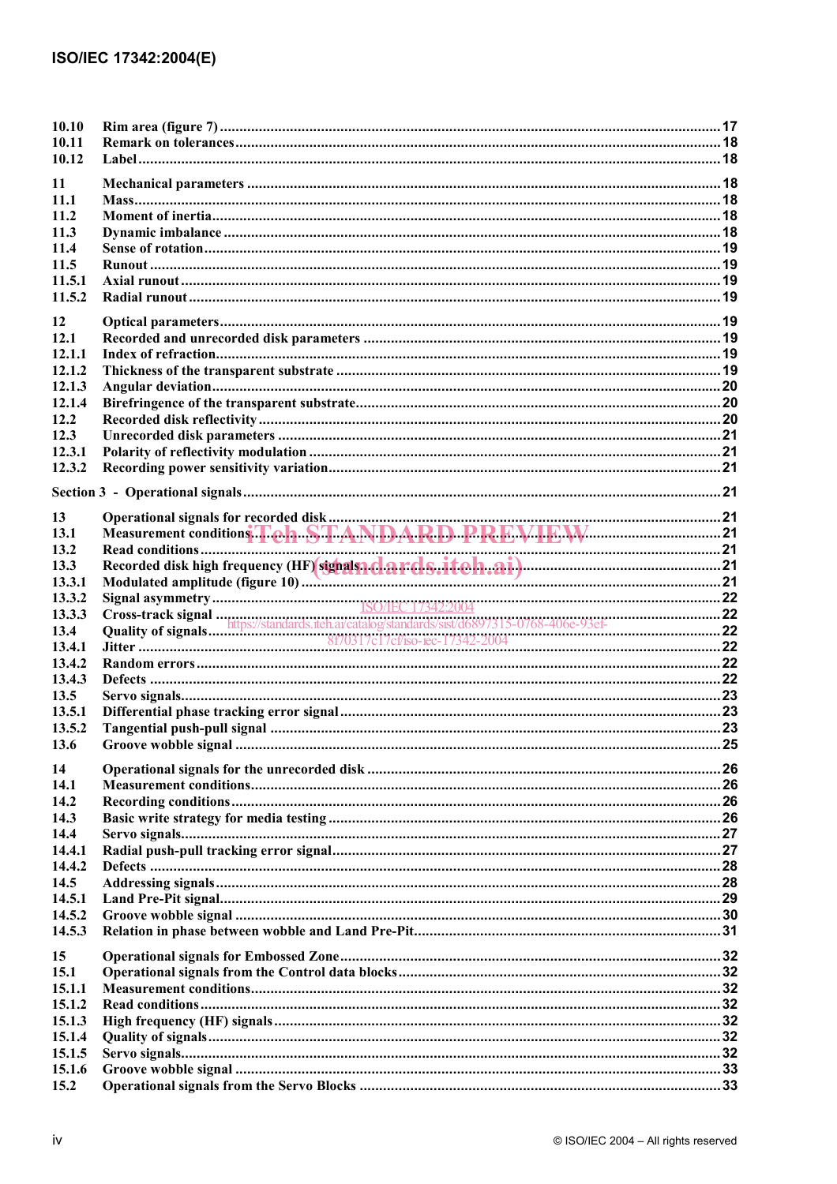| | | |
|---|---|---|
| 10.10 | Rim area (figure 7) | 17 |
| 10.11 | Remark on tolerances | 18 |
| 10.12 | Label | 18 |
| 11 | Mechanical parameters | 18 |
| 11.1 | Mass | 18 |
| 11.2 | Moment of inertia | 18 |
| 11.3 | Dynamic imbalance | 18 |
| 11.4 | Sense of rotation | 19 |
| 11.5 | Runout | 19 |
| 11.5.1 | Axial runout | 19 |
| 11.5.2 | Radial runout | 19 |
| 12 | Optical parameters | 19 |
| 12.1 | Recorded and unrecorded disk parameters | 19 |
| 12.1.1 | Index of refraction | 19 |
| 12.1.2 | Thickness of the transparent substrate | 19 |
| 12.1.3 | Angular deviation | 20 |
| 12.1.4 | Birefringence of the transparent substrate | 20 |
| 12.2 | Recorded disk reflectivity | 20 |
| 12.3 | Unrecorded disk parameters | 21 |
| 12.3.1 | Polarity of reflectivity modulation | 21 |
| 12.3.2 | Recording power sensitivity variation | 21 |
| Section 3 - Operational signals | | 21 |
| 13 | Operational signals for recorded disk | 21 |
| 13.1 | Measurement conditions | 21 |
| 13.2 | Read conditions | 21 |
| 13.3 | Recorded disk high frequency (HF) signals | 21 |
| 13.3.1 | Modulated amplitude (figure 10) | 21 |
| 13.3.2 | Signal asymmetry | 22 |
| 13.3.3 | Cross-track signal | 22 |
| 13.4 | Quality of signals | 22 |
| 13.4.1 | Jitter | 22 |
| 13.4.2 | Random errors | 22 |
| 13.4.3 | Defects | 22 |
| 13.5 | Servo signals | 23 |
| 13.5.1 | Differential phase tracking error signal | 23 |
| 13.5.2 | Tangential push-pull signal | 23 |
| 13.6 | Groove wobble signal | 25 |
| 14 | Operational signals for the unrecorded disk | 26 |
| 14.1 | Measurement conditions | 26 |
| 14.2 | Recording conditions | 26 |
| 14.3 | Basic write strategy for media testing | 26 |
| 14.4 | Servo signals | 27 |
| 14.4.1 | Radial push-pull tracking error signal | 27 |
| 14.4.2 | Defects | 28 |
| 14.5 | Addressing signals | 28 |
| 14.5.1 | Land Pre-Pit signal | 29 |
| 14.5.2 | Groove wobble signal | 30 |
| 14.5.3 | Relation in phase between wobble and Land Pre-Pit | 31 |
| 15 | Operational signals for Embossed Zone | 32 |
| 15.1 | Operational signals from the Control data blocks | 32 |
| 15.1.1 | Measurement conditions | 32 |
| 15.1.2 | Read conditions | 32 |
| 15.1.3 | High frequency (HF) signals | 32 |
| 15.1.4 | Quality of signals | 32 |
| 15.1.5 | Servo signals | 32 |
| 15.1.6 | Groove wobble signal | 33 |
| 15.2 | Operational signals from the Servo Blocks | 33 |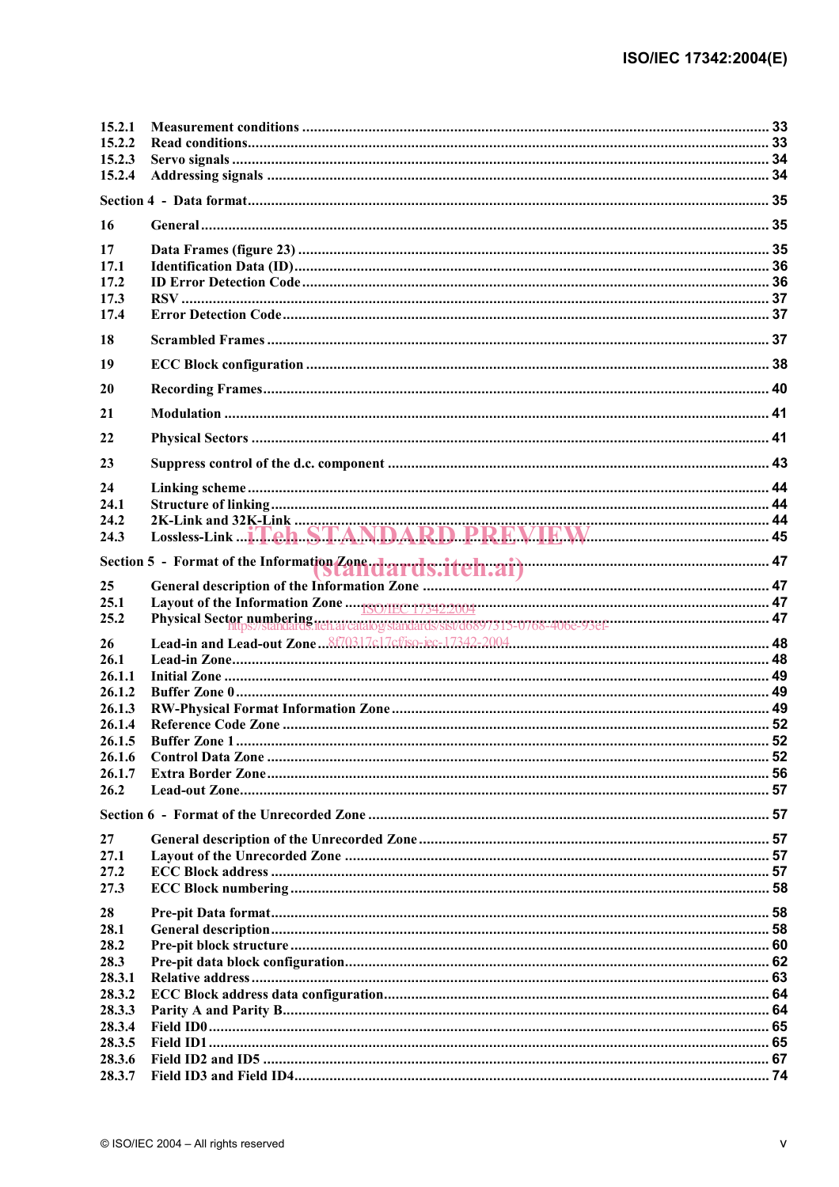15.2.1 Measurement conditions ........................................................................................................ 33
15.2.2 Read conditions........................................................................................................................ 33
15.2.3 Servo signals ........................................................................................................................... 34
15.2.4 Addressing signals ................................................................................................................. 34

Section 4 - Data format......................................................................................................................... 35

16 General ........................................................................................................................................ 35

17 Data Frames (figure 23) .............................................................................................................. 35
17.1 Identification Data (ID)............................................................................................................. 36
17.2 ID Error Detection Code ........................................................................................................... 36
17.3 RSV ........................................................................................................................................... 37
17.4 Error Detection Code................................................................................................................ 37

18 Scrambled Frames ...................................................................................................................... 37

19 ECC Block configuration ........................................................................................................... 38

20 Recording Frames....................................................................................................................... 40

21 Modulation ................................................................................................................................. 41

22 Physical Sectors ......................................................................................................................... 41

23 Suppress control of the d.c. component ................................................................................... 43

24 Linking scheme........................................................................................................................... 44
24.1 Structure of linking.................................................................................................................. 44
24.2 2K-Link and 32K-Link ............................................................................................................. 44
24.3 Lossless-Link ............................................................................................................................ 45

Section 5 - Format of the Information Zone........................................................................................ 47

25 General description of the Information Zone ............................................................................ 47
25.1 Layout of the Information Zone ............................................................................................... 47
25.2 Physical Sector numbering ....................................................................................................... 47

26 Lead-in and Lead-out Zone ........................................................................................................ 48
26.1 Lead-in Zone............................................................................................................................. 48
26.1.1 Initial Zone ............................................................................................................................ 49
26.1.2 Buffer Zone 0.......................................................................................................................... 49
26.1.3 RW-Physical Format Information Zone ................................................................................ 49
26.1.4 Reference Code Zone ............................................................................................................. 52
26.1.5 Buffer Zone 1.......................................................................................................................... 52
26.1.6 Control Data Zone ................................................................................................................. 52
26.1.7 Extra Border Zone.................................................................................................................. 56
26.2 Lead-out Zone........................................................................................................................... 57

Section 6 - Format of the Unrecorded Zone ....................................................................................... 57

27 General description of the Unrecorded Zone............................................................................. 57
27.1 Layout of the Unrecorded Zone ............................................................................................... 57
27.2 ECC Block address ................................................................................................................... 57
27.3 ECC Block numbering.............................................................................................................. 58

28 Pre-pit Data format...................................................................................................................... 58
28.1 General description.................................................................................................................. 58
28.2 Pre-pit block structure ............................................................................................................. 60
28.3 Pre-pit data block configuration.............................................................................................. 62
28.3.1 Relative address..................................................................................................................... 63
28.3.2 ECC Block address data configuration.................................................................................. 64
28.3.3 Parity A and Parity B............................................................................................................. 64
28.3.4 Field ID0................................................................................................................................. 65
28.3.5 Field ID1................................................................................................................................. 65
28.3.6 Field ID2 and ID5 .................................................................................................................. 67
28.3.7 Field ID3 and Field ID4.......................................................................................................... 74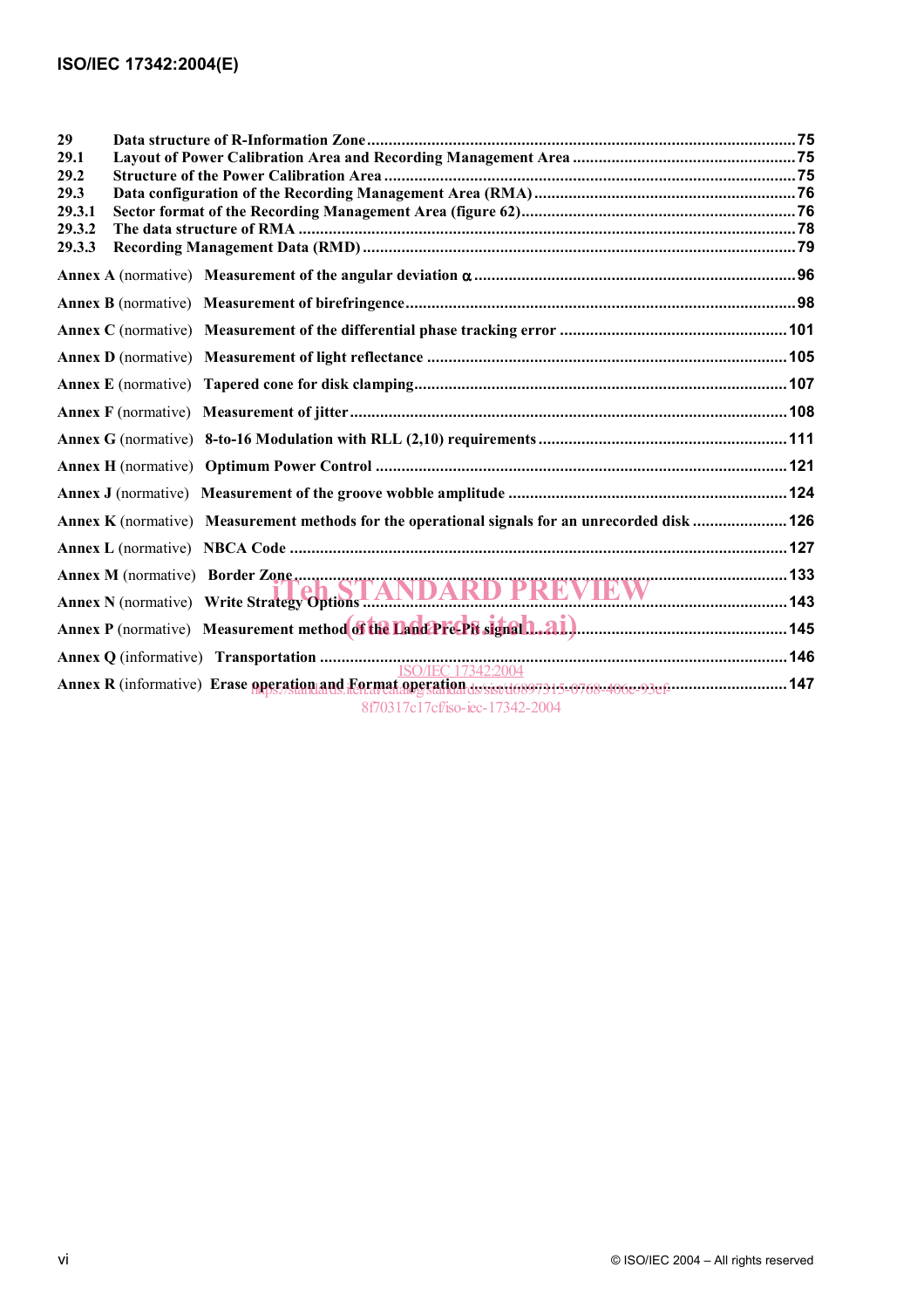| | | |
|---|---|---|
| 29 | Data structure of R-Information Zone | 75 |
| 29.1 | Layout of Power Calibration Area and Recording Management Area | 75 |
| 29.2 | Structure of the Power Calibration Area | 75 |
| 29.3 | Data configuration of the Recording Management Area (RMA) | 76 |
| 29.3.1 | Sector format of the Recording Management Area (figure 62) | 76 |
| 29.3.2 | The data structure of RMA | 78 |
| 29.3.3 | Recording Management Data (RMD) | 79 |

**Annex A** (normative) **Measurement of the angular deviation α** .... 96

**Annex B** (normative) **Measurement of birefringence** .... 98

**Annex C** (normative) **Measurement of the differential phase tracking error** .... 101

**Annex D** (normative) **Measurement of light reflectance** .... 105

**Annex E** (normative) **Tapered cone for disk clamping** .... 107

**Annex F** (normative) **Measurement of jitter** .... 108

**Annex G** (normative) **8-to-16 Modulation with RLL (2,10) requirements** .... 111

**Annex H** (normative) **Optimum Power Control** .... 121

**Annex J** (normative) **Measurement of the groove wobble amplitude** .... 124

**Annex K** (normative) **Measurement methods for the operational signals for an unrecorded disk** .... 126

**Annex L** (normative) **NBCA Code** .... 127

**Annex M** (normative) **Border Zone** .... 133

**Annex N** (normative) **Write Strategy Options** .... 143

**Annex P** (normative) **Measurement method of the Land Pre-Pit signal** .... 145

**Annex Q** (informative) **Transportation** .... 146

**Annex R** (informative) **Erase operation and Format operation** .... 147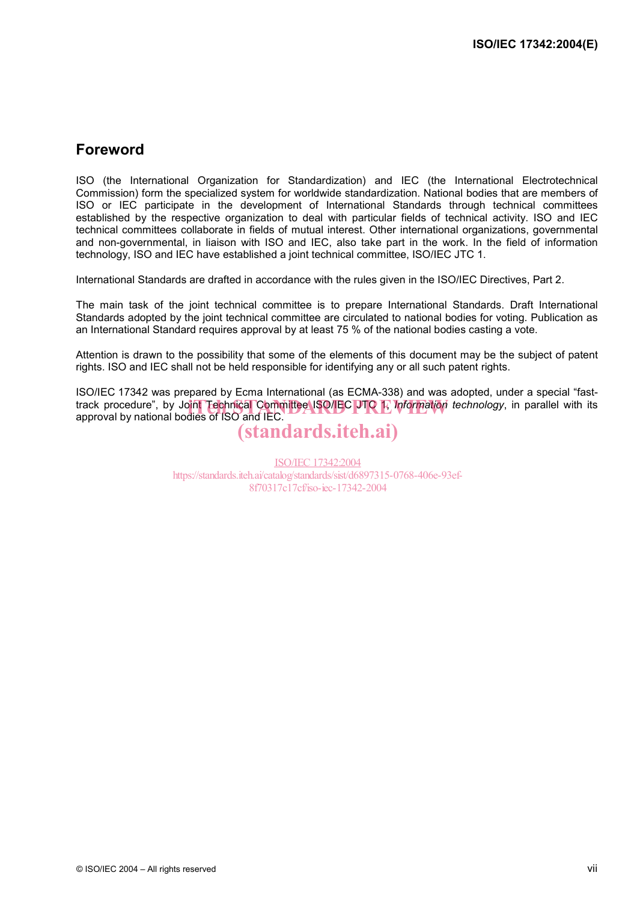## Foreword

ISO (the International Organization for Standardization) and IEC (the International Electrotechnical Commission) form the specialized system for worldwide standardization. National bodies that are members of ISO or IEC participate in the development of International Standards through technical committees established by the respective organization to deal with particular fields of technical activity. ISO and IEC technical committees collaborate in fields of mutual interest. Other international organizations, governmental and non-governmental, in liaison with ISO and IEC, also take part in the work. In the field of information technology, ISO and IEC have established a joint technical committee, ISO/IEC JTC 1.

International Standards are drafted in accordance with the rules given in the ISO/IEC Directives, Part 2.

The main task of the joint technical committee is to prepare International Standards. Draft International Standards adopted by the joint technical committee are circulated to national bodies for voting. Publication as an International Standard requires approval by at least 75 % of the national bodies casting a vote.

Attention is drawn to the possibility that some of the elements of this document may be the subject of patent rights. ISO and IEC shall not be held responsible for identifying any or all such patent rights.

ISO/IEC 17342 was prepared by Ecma International (as ECMA-338) and was adopted, under a special "fast-track procedure", by Joint Technical Committee ISO/IEC JTC 1, *Information technology*, in parallel with its approval by national bodies of ISO and IEC.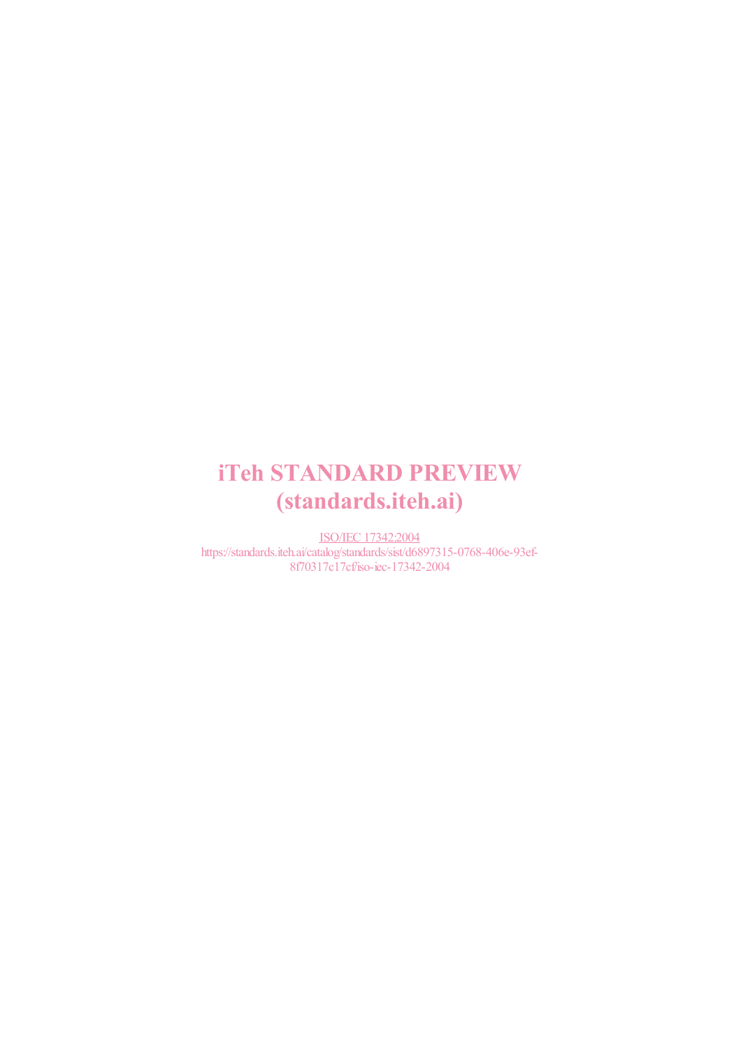iTeh STANDARD PREVIEW
(standards.iteh.ai)

ISO/IEC 17342:2004
https://standards.iteh.ai/catalog/standards/sist/d6897315-0768-406e-93ef-8f70317c17cf/iso-iec-17342-2004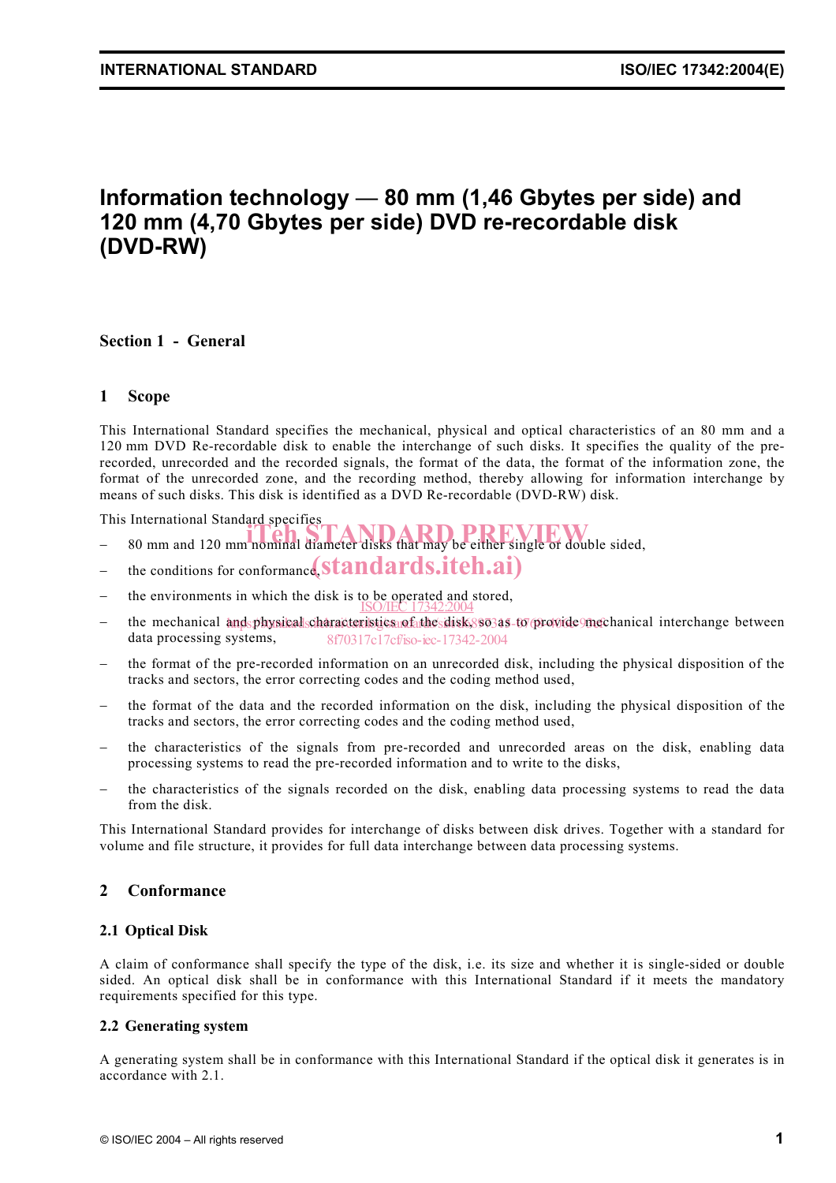# Information technology — 80 mm (1,46 Gbytes per side) and 120 mm (4,70 Gbytes per side) DVD re-recordable disk (DVD-RW)

## Section 1 - General

### 1 Scope

This International Standard specifies the mechanical, physical and optical characteristics of an 80 mm and a 120 mm DVD Re-recordable disk to enable the interchange of such disks. It specifies the quality of the pre-recorded, unrecorded and the recorded signals, the format of the data, the format of the information zone, the format of the unrecorded zone, and the recording method, thereby allowing for information interchange by means of such disks. This disk is identified as a DVD Re-recordable (DVD-RW) disk.

This International Standard specifies

- 80 mm and 120 mm nominal diameter disks that may be either single or double sided,
- the conditions for conformance,
- the environments in which the disk is to be operated and stored,
- the mechanical and physical characteristics of the disk, so as to provide mechanical interchange between data processing systems,
- the format of the pre-recorded information on an unrecorded disk, including the physical disposition of the tracks and sectors, the error correcting codes and the coding method used,
- the format of the data and the recorded information on the disk, including the physical disposition of the tracks and sectors, the error correcting codes and the coding method used,
- the characteristics of the signals from pre-recorded and unrecorded areas on the disk, enabling data processing systems to read the pre-recorded information and to write to the disks,
- the characteristics of the signals recorded on the disk, enabling data processing systems to read the data from the disk.

This International Standard provides for interchange of disks between disk drives. Together with a standard for volume and file structure, it provides for full data interchange between data processing systems.

### 2 Conformance

#### 2.1 Optical Disk

A claim of conformance shall specify the type of the disk, i.e. its size and whether it is single-sided or double sided. An optical disk shall be in conformance with this International Standard if it meets the mandatory requirements specified for this type.

#### 2.2 Generating system

A generating system shall be in conformance with this International Standard if the optical disk it generates is in accordance with 2.1.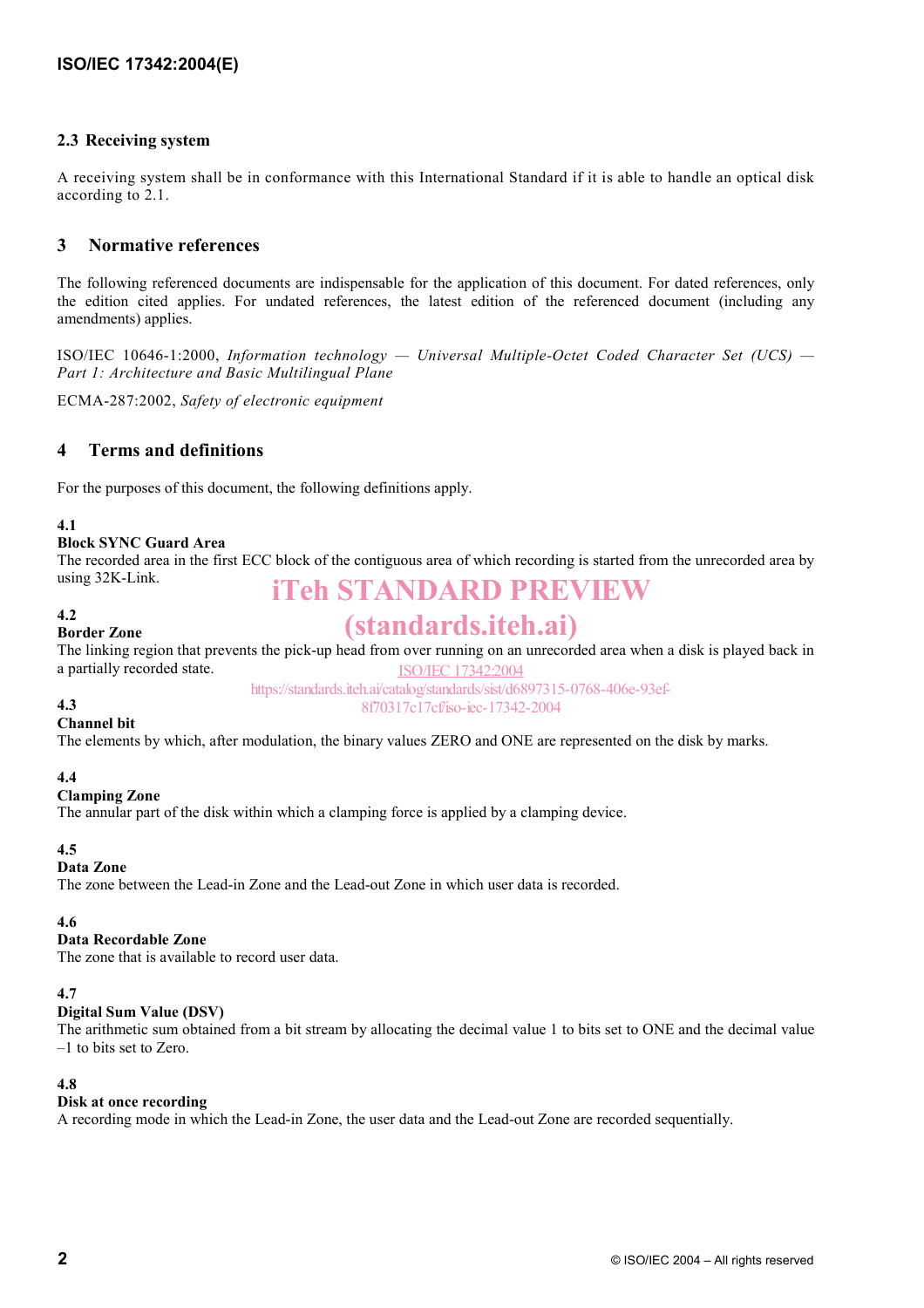### 2.3 Receiving system

A receiving system shall be in conformance with this International Standard if it is able to handle an optical disk according to 2.1.

## 3 Normative references

The following referenced documents are indispensable for the application of this document. For dated references, only the edition cited applies. For undated references, the latest edition of the referenced document (including any amendments) applies.

ISO/IEC 10646-1:2000, *Information technology — Universal Multiple-Octet Coded Character Set (UCS) — Part 1: Architecture and Basic Multilingual Plane*

ECMA-287:2002, *Safety of electronic equipment*

## 4 Terms and definitions

For the purposes of this document, the following definitions apply.

**4.1**
**Block SYNC Guard Area**
The recorded area in the first ECC block of the contiguous area of which recording is started from the unrecorded area by using 32K-Link.

**4.2**
**Border Zone**
The linking region that prevents the pick-up head from over running on an unrecorded area when a disk is played back in a partially recorded state.

**4.3**
**Channel bit**
The elements by which, after modulation, the binary values ZERO and ONE are represented on the disk by marks.

**4.4**
**Clamping Zone**
The annular part of the disk within which a clamping force is applied by a clamping device.

**4.5**
**Data Zone**
The zone between the Lead-in Zone and the Lead-out Zone in which user data is recorded.

**4.6**
**Data Recordable Zone**
The zone that is available to record user data.

**4.7**
**Digital Sum Value (DSV)**
The arithmetic sum obtained from a bit stream by allocating the decimal value 1 to bits set to ONE and the decimal value –1 to bits set to Zero.

**4.8**
**Disk at once recording**
A recording mode in which the Lead-in Zone, the user data and the Lead-out Zone are recorded sequentially.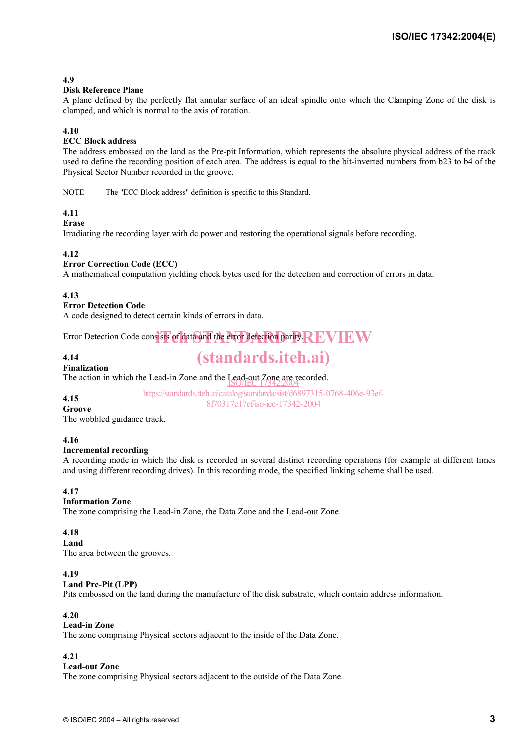**4.9**
**Disk Reference Plane**
A plane defined by the perfectly flat annular surface of an ideal spindle onto which the Clamping Zone of the disk is clamped, and which is normal to the axis of rotation.

**4.10**
**ECC Block address**
The address embossed on the land as the Pre-pit Information, which represents the absolute physical address of the track used to define the recording position of each area. The address is equal to the bit-inverted numbers from b23 to b4 of the Physical Sector Number recorded in the groove.

NOTE The "ECC Block address" definition is specific to this Standard.

**4.11**
**Erase**
Irradiating the recording layer with dc power and restoring the operational signals before recording.

**4.12**
**Error Correction Code (ECC)**
A mathematical computation yielding check bytes used for the detection and correction of errors in data.

**4.13**
**Error Detection Code**
A code designed to detect certain kinds of errors in data.

Error Detection Code consists of data and the error detection parity.

**4.14**
**Finalization**
The action in which the Lead-in Zone and the Lead-out Zone are recorded.

**4.15**
**Groove**
The wobbled guidance track.

**4.16**
**Incremental recording**
A recording mode in which the disk is recorded in several distinct recording operations (for example at different times and using different recording drives). In this recording mode, the specified linking scheme shall be used.

**4.17**
**Information Zone**
The zone comprising the Lead-in Zone, the Data Zone and the Lead-out Zone.

**4.18**
**Land**
The area between the grooves.

**4.19**
**Land Pre-Pit (LPP)**
Pits embossed on the land during the manufacture of the disk substrate, which contain address information.

**4.20**
**Lead-in Zone**
The zone comprising Physical sectors adjacent to the inside of the Data Zone.

**4.21**
**Lead-out Zone**
The zone comprising Physical sectors adjacent to the outside of the Data Zone.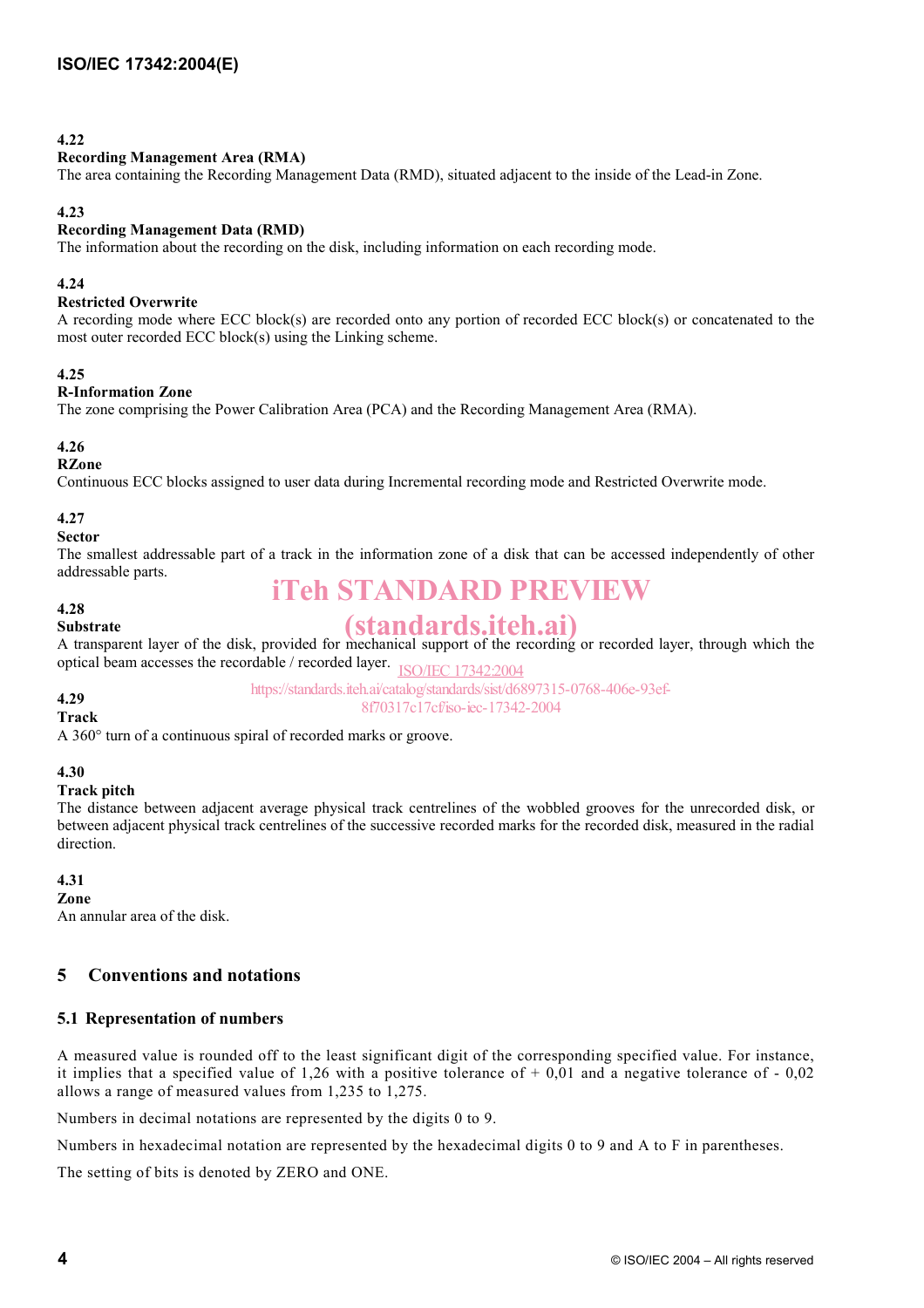**4.22**

**Recording Management Area (RMA)**

The area containing the Recording Management Data (RMD), situated adjacent to the inside of the Lead-in Zone.

**4.23**

**Recording Management Data (RMD)**

The information about the recording on the disk, including information on each recording mode.

**4.24**

**Restricted Overwrite**

A recording mode where ECC block(s) are recorded onto any portion of recorded ECC block(s) or concatenated to the most outer recorded ECC block(s) using the Linking scheme.

**4.25**

**R-Information Zone**

The zone comprising the Power Calibration Area (PCA) and the Recording Management Area (RMA).

**4.26**

**RZone**

Continuous ECC blocks assigned to user data during Incremental recording mode and Restricted Overwrite mode.

**4.27**

**Sector**

The smallest addressable part of a track in the information zone of a disk that can be accessed independently of other addressable parts.

**4.28**

**Substrate**

A transparent layer of the disk, provided for mechanical support of the recording or recorded layer, through which the optical beam accesses the recordable / recorded layer.

**4.29**

**Track**

A 360° turn of a continuous spiral of recorded marks or groove.

**4.30**

**Track pitch**

The distance between adjacent average physical track centrelines of the wobbled grooves for the unrecorded disk, or between adjacent physical track centrelines of the successive recorded marks for the recorded disk, measured in the radial direction.

**4.31**

**Zone**

An annular area of the disk.

## 5 Conventions and notations

### 5.1 Representation of numbers

A measured value is rounded off to the least significant digit of the corresponding specified value. For instance, it implies that a specified value of 1,26 with a positive tolerance of + 0,01 and a negative tolerance of - 0,02 allows a range of measured values from 1,235 to 1,275.

Numbers in decimal notations are represented by the digits 0 to 9.

Numbers in hexadecimal notation are represented by the hexadecimal digits 0 to 9 and A to F in parentheses.

The setting of bits is denoted by ZERO and ONE.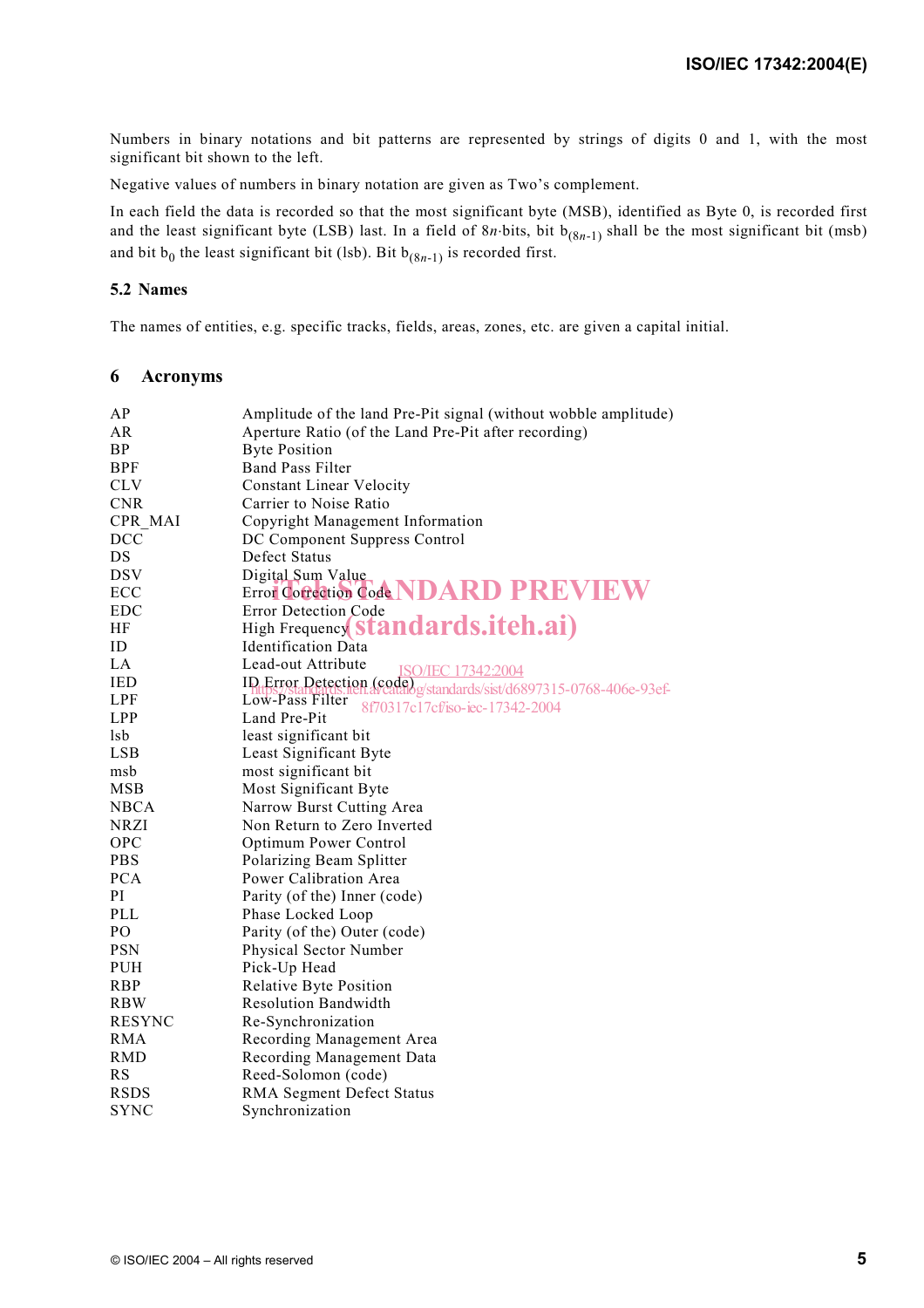Numbers in binary notations and bit patterns are represented by strings of digits 0 and 1, with the most significant bit shown to the left.

Negative values of numbers in binary notation are given as Two's complement.

In each field the data is recorded so that the most significant byte (MSB), identified as Byte 0, is recorded first and the least significant byte (LSB) last. In a field of $8n$·bits, bit $b_{(8n-1)}$ shall be the most significant bit (msb) and bit $b_0$ the least significant bit (lsb). Bit $b_{(8n-1)}$ is recorded first.

### 5.2 Names

The names of entities, e.g. specific tracks, fields, areas, zones, etc. are given a capital initial.

## 6 Acronyms

| | |
|---|---|
| AP | Amplitude of the land Pre-Pit signal (without wobble amplitude) |
| AR | Aperture Ratio (of the Land Pre-Pit after recording) |
| BP | Byte Position |
| BPF | Band Pass Filter |
| CLV | Constant Linear Velocity |
| CNR | Carrier to Noise Ratio |
| CPR_MAI | Copyright Management Information |
| DCC | DC Component Suppress Control |
| DS | Defect Status |
| DSV | Digital Sum Value |
| ECC | Error Correction Code |
| EDC | Error Detection Code |
| HF | High Frequency |
| ID | Identification Data |
| LA | Lead-out Attribute |
| IED | ID Error Detection (code) |
| LPF | Low-Pass Filter |
| LPP | Land Pre-Pit |
| lsb | least significant bit |
| LSB | Least Significant Byte |
| msb | most significant bit |
| MSB | Most Significant Byte |
| NBCA | Narrow Burst Cutting Area |
| NRZI | Non Return to Zero Inverted |
| OPC | Optimum Power Control |
| PBS | Polarizing Beam Splitter |
| PCA | Power Calibration Area |
| PI | Parity (of the) Inner (code) |
| PLL | Phase Locked Loop |
| PO | Parity (of the) Outer (code) |
| PSN | Physical Sector Number |
| PUH | Pick-Up Head |
| RBP | Relative Byte Position |
| RBW | Resolution Bandwidth |
| RESYNC | Re-Synchronization |
| RMA | Recording Management Area |
| RMD | Recording Management Data |
| RS | Reed-Solomon (code) |
| RSDS | RMA Segment Defect Status |
| SYNC | Synchronization |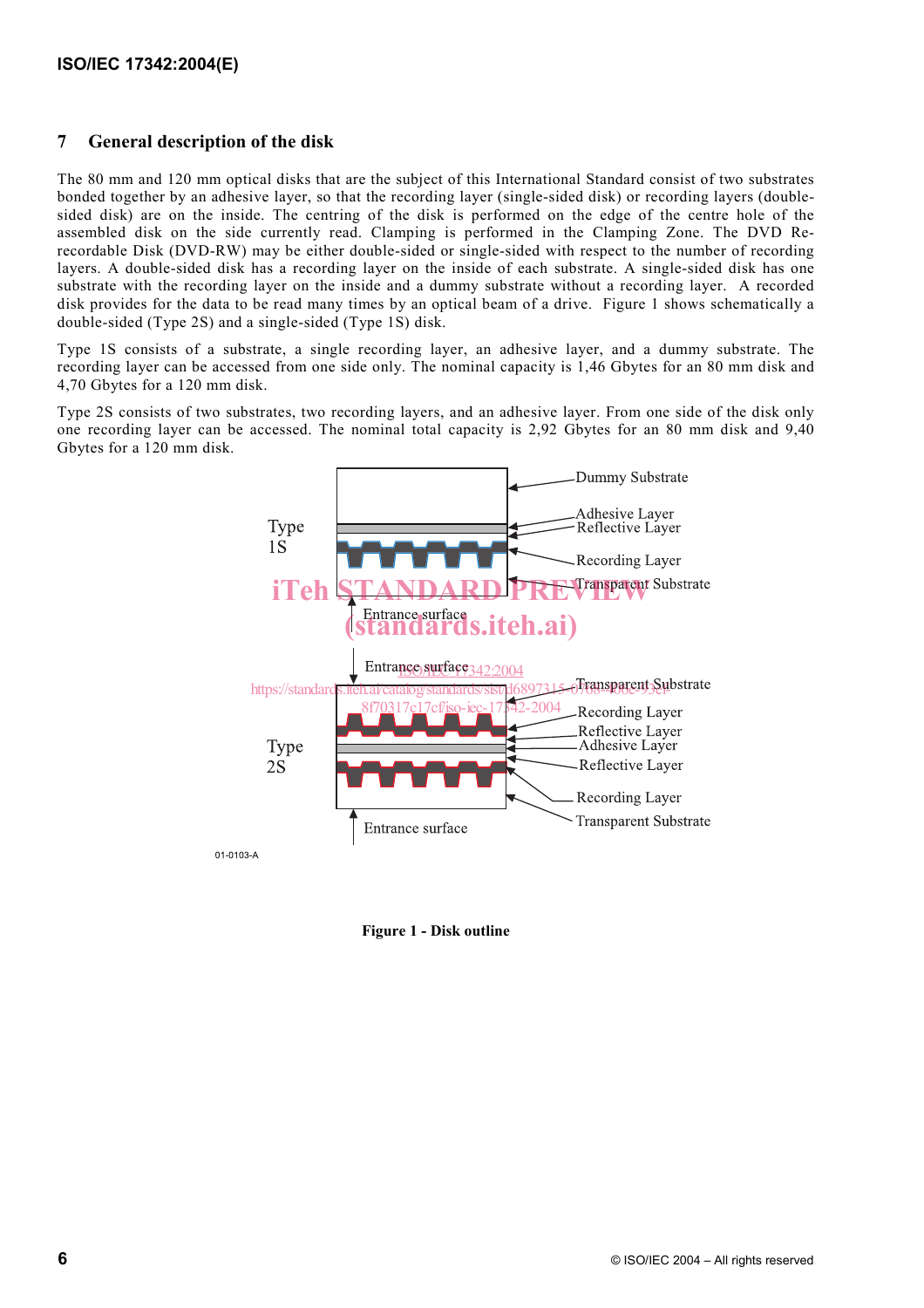## 7 General description of the disk

The 80 mm and 120 mm optical disks that are the subject of this International Standard consist of two substrates bonded together by an adhesive layer, so that the recording layer (single-sided disk) or recording layers (double-sided disk) are on the inside. The centring of the disk is performed on the edge of the centre hole of the assembled disk on the side currently read. Clamping is performed in the Clamping Zone. The DVD Re-recordable Disk (DVD-RW) may be either double-sided or single-sided with respect to the number of recording layers. A double-sided disk has a recording layer on the inside of each substrate. A single-sided disk has one substrate with the recording layer on the inside and a dummy substrate without a recording layer. A recorded disk provides for the data to be read many times by an optical beam of a drive. Figure 1 shows schematically a double-sided (Type 2S) and a single-sided (Type 1S) disk.

Type 1S consists of a substrate, a single recording layer, an adhesive layer, and a dummy substrate. The recording layer can be accessed from one side only. The nominal capacity is 1,46 Gbytes for an 80 mm disk and 4,70 Gbytes for a 120 mm disk.

Type 2S consists of two substrates, two recording layers, and an adhesive layer. From one side of the disk only one recording layer can be accessed. The nominal total capacity is 2,92 Gbytes for an 80 mm disk and 9,40 Gbytes for a 120 mm disk.

Type 1S: Dummy Substrate, Adhesive Layer, Reflective Layer, Recording Layer, Transparent Substrate, Entrance surface

Type 2S: Entrance surface, Transparent Substrate, Recording Layer, Reflective Layer, Adhesive Layer, Reflective Layer, Recording Layer, Transparent Substrate, Entrance surface

01-0103-A

**Figure 1 - Disk outline**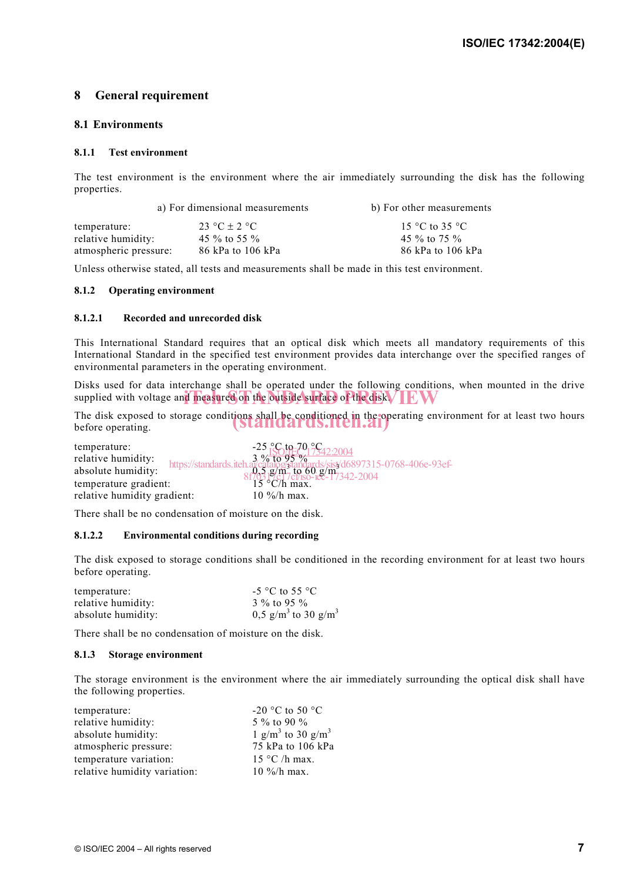## 8 General requirement

### 8.1 Environments

#### 8.1.1 Test environment

The test environment is the environment where the air immediately surrounding the disk has the following properties.

| | a) For dimensional measurements | b) For other measurements |
|---|---|---|
| temperature: | 23 °C ± 2 °C | 15 °C to 35 °C |
| relative humidity: | 45 % to 55 % | 45 % to 75 % |
| atmospheric pressure: | 86 kPa to 106 kPa | 86 kPa to 106 kPa |

Unless otherwise stated, all tests and measurements shall be made in this test environment.

#### 8.1.2 Operating environment

##### 8.1.2.1 Recorded and unrecorded disk

This International Standard requires that an optical disk which meets all mandatory requirements of this International Standard in the specified test environment provides data interchange over the specified ranges of environmental parameters in the operating environment.

Disks used for data interchange shall be operated under the following conditions, when mounted in the drive supplied with voltage and measured on the outside surface of the disk.

The disk exposed to storage conditions shall be conditioned in the operating environment for at least two hours before operating.

| | |
|---|---|
| temperature: | -25 °C to 70 °C |
| relative humidity: | 3 % to 95 % |
| absolute humidity: | 0,5 g/m$^3$ to 60 g/m$^3$ |
| temperature gradient: | 15 °C/h max. |
| relative humidity gradient: | 10 %/h max. |

There shall be no condensation of moisture on the disk.

##### 8.1.2.2 Environmental conditions during recording

The disk exposed to storage conditions shall be conditioned in the recording environment for at least two hours before operating.

| | |
|---|---|
| temperature: | -5 °C to 55 °C |
| relative humidity: | 3 % to 95 % |
| absolute humidity: | 0,5 g/m$^3$ to 30 g/m$^3$ |

There shall be no condensation of moisture on the disk.

#### 8.1.3 Storage environment

The storage environment is the environment where the air immediately surrounding the optical disk shall have the following properties.

| | |
|---|---|
| temperature: | -20 °C to 50 °C |
| relative humidity: | 5 % to 90 % |
| absolute humidity: | 1 g/m$^3$ to 30 g/m$^3$ |
| atmospheric pressure: | 75 kPa to 106 kPa |
| temperature variation: | 15 °C /h max. |
| relative humidity variation: | 10 %/h max. |